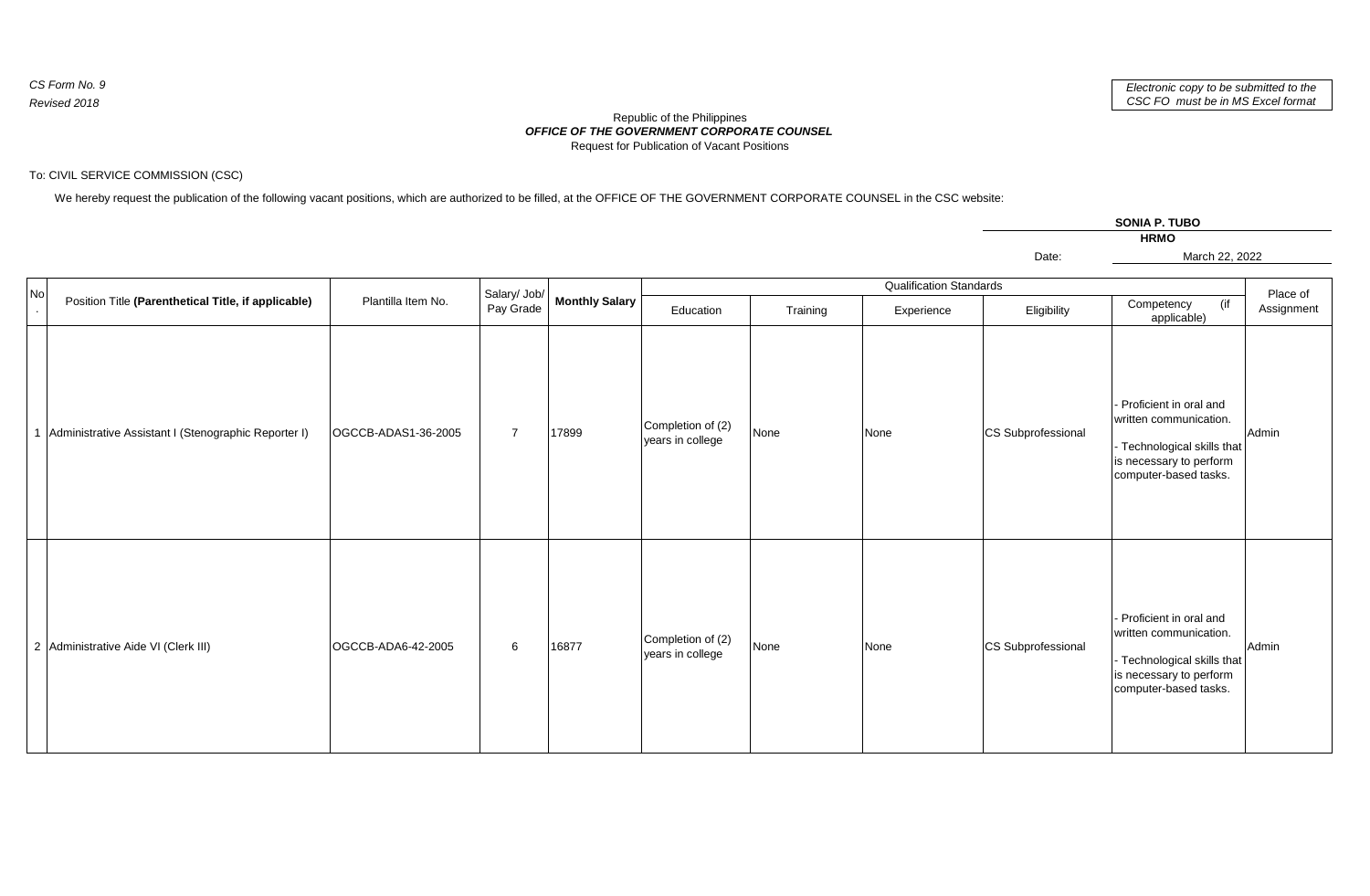*CS Form No. 9*
*Revised 2018*

*Electronic copy to be submitted to the CSC FO must be in MS Excel format*

Republic of the Philippines
***OFFICE OF THE GOVERNMENT CORPORATE COUNSEL***
Request for Publication of Vacant Positions

To: CIVIL SERVICE COMMISSION (CSC)

We hereby request the publication of the following vacant positions, which are authorized to be filled, at the OFFICE OF THE GOVERNMENT CORPORATE COUNSEL in the CSC website:

**SONIA P. TUBO**
**HRMO**

Date: March 22, 2022

| No. | Position Title **(Parenthetical Title, if applicable)** | Plantilla Item No. | Salary/ Job/ Pay Grade | **Monthly Salary** | Qualification Standards | | | | | Place of Assignment |
|---|---|---|---|---|---|---|---|---|---|---|
| | | | | | Education | Training | Experience | Eligibility | Competency (if applicable) | |
| 1 | Administrative Assistant I (Stenographic Reporter I) | OGCCB-ADAS1-36-2005 | 7 | 17899 | Completion of (2) years in college | None | None | CS Subprofessional | - Proficient in oral and written communication. - Technological skills that is necessary to perform computer-based tasks. | Admin |
| 2 | Administrative Aide VI (Clerk III) | OGCCB-ADA6-42-2005 | 6 | 16877 | Completion of (2) years in college | None | None | CS Subprofessional | - Proficient in oral and written communication. - Technological skills that is necessary to perform computer-based tasks. | Admin |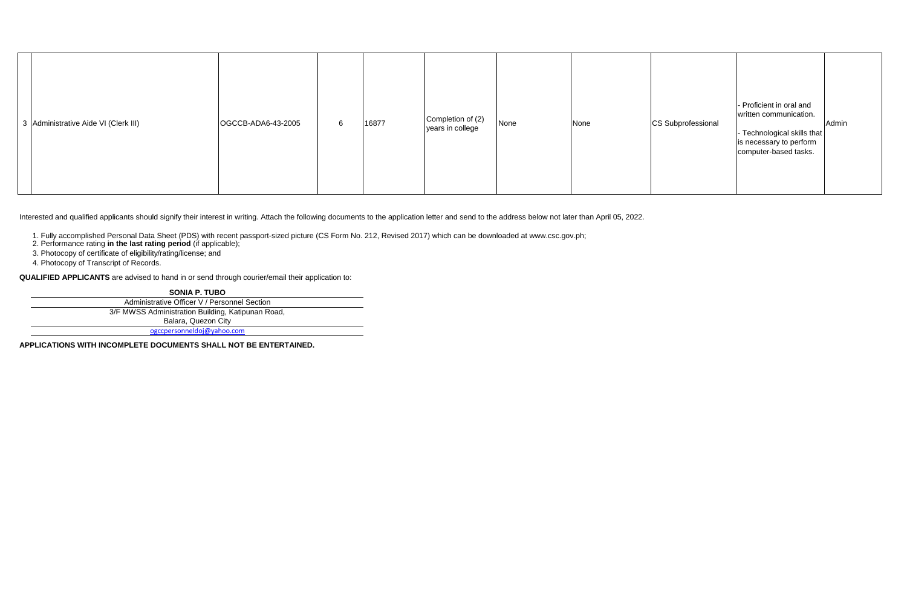| | | | | | | | | | | |
|---|---|---|---|---|---|---|---|---|---|---|
| 3 | Administrative Aide VI (Clerk III) | OGCCB-ADA6-43-2005 | 6 | 16877 | Completion of (2) years in college | None | None | CS Subprofessional | - Proficient in oral and written communication.<br><br>- Technological skills that is necessary to perform computer-based tasks. | Admin |

Interested and qualified applicants should signify their interest in writing. Attach the following documents to the application letter and send to the address below not later than April 05, 2022.

1. Fully accomplished Personal Data Sheet (PDS) with recent passport-sized picture (CS Form No. 212, Revised 2017) which can be downloaded at www.csc.gov.ph;
2. Performance rating **in the last rating period** (if applicable);
3. Photocopy of certificate of eligibility/rating/license; and
4. Photocopy of Transcript of Records.

**QUALIFIED APPLICANTS** are advised to hand in or send through courier/email their application to:

**SONIA P. TUBO**
Administrative Officer V / Personnel Section
3/F MWSS Administration Building, Katipunan Road,
Balara, Quezon City
ogccpersonneldoj@yahoo.com

**APPLICATIONS WITH INCOMPLETE DOCUMENTS SHALL NOT BE ENTERTAINED.**